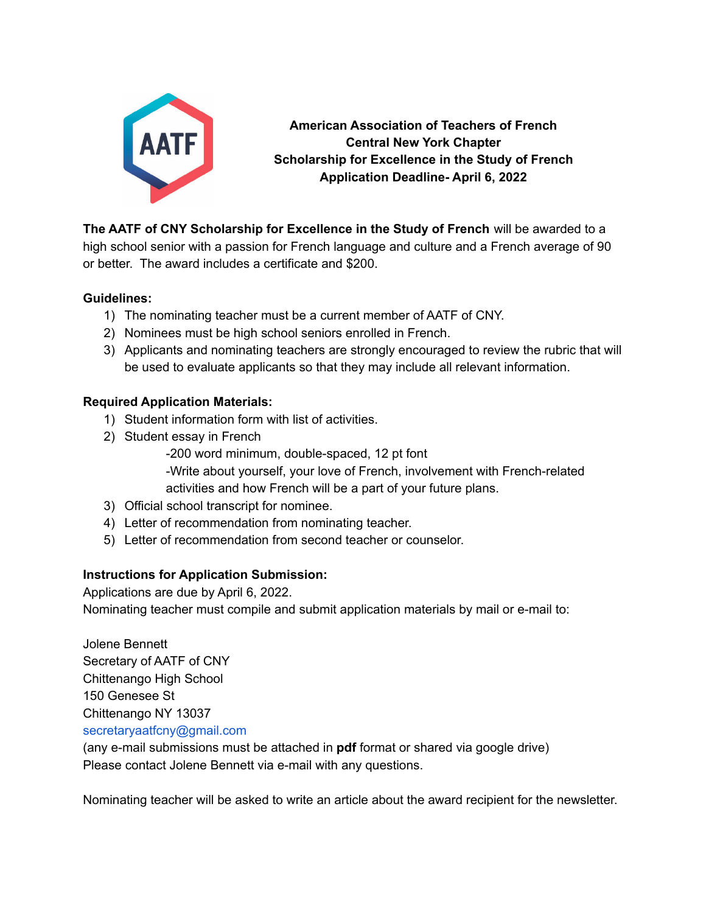**American Association of Teachers of French**
**Central New York Chapter**
**Scholarship for Excellence in the Study of French**
**Application Deadline- April 6, 2022**

**The AATF of CNY Scholarship for Excellence in the Study of French** will be awarded to a high school senior with a passion for French language and culture and a French average of 90 or better. The award includes a certificate and $200.

**Guidelines:**

1) The nominating teacher must be a current member of AATF of CNY.
2) Nominees must be high school seniors enrolled in French.
3) Applicants and nominating teachers are strongly encouraged to review the rubric that will be used to evaluate applicants so that they may include all relevant information.

**Required Application Materials:**

1) Student information form with list of activities.
2) Student essay in French
   - 200 word minimum, double-spaced, 12 pt font
   - Write about yourself, your love of French, involvement with French-related activities and how French will be a part of your future plans.
3) Official school transcript for nominee.
4) Letter of recommendation from nominating teacher.
5) Letter of recommendation from second teacher or counselor.

**Instructions for Application Submission:**

Applications are due by April 6, 2022.
Nominating teacher must compile and submit application materials by mail or e-mail to:

Jolene Bennett
Secretary of AATF of CNY
Chittenango High School
150 Genesee St
Chittenango NY 13037
secretaryaatfcny@gmail.com
(any e-mail submissions must be attached in **pdf** format or shared via google drive)
Please contact Jolene Bennett via e-mail with any questions.

Nominating teacher will be asked to write an article about the award recipient for the newsletter.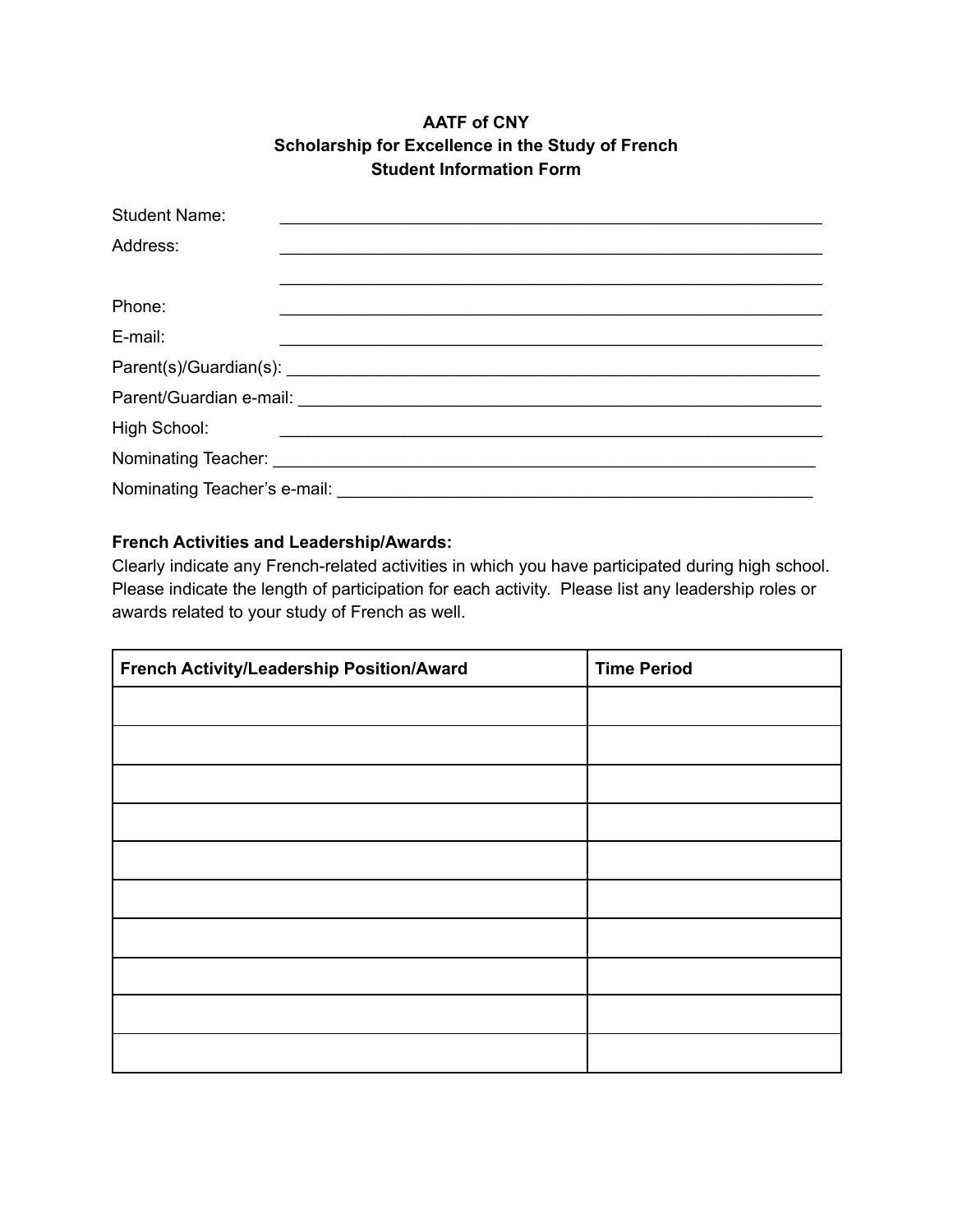**AATF of CNY**
**Scholarship for Excellence in the Study of French**
**Student Information Form**

Student Name: ____________________________________________________________

Address: ____________________________________________________________

____________________________________________________________

Phone: ____________________________________________________________

E-mail: ____________________________________________________________

Parent(s)/Guardian(s): ____________________________________________________________

Parent/Guardian e-mail: ____________________________________________________________

High School: ____________________________________________________________

Nominating Teacher: ____________________________________________________________

Nominating Teacher's e-mail: ____________________________________________________

**French Activities and Leadership/Awards:**

Clearly indicate any French-related activities in which you have participated during high school. Please indicate the length of participation for each activity. Please list any leadership roles or awards related to your study of French as well.

| French Activity/Leadership Position/Award | Time Period |
|---|---|
| | |
| | |
| | |
| | |
| | |
| | |
| | |
| | |
| | |
| | |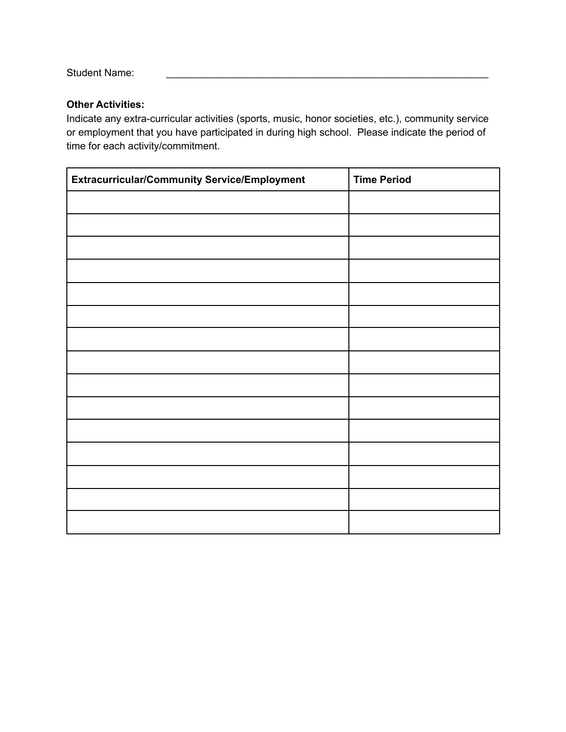Student Name: ____________________________________________________________

**Other Activities:**
Indicate any extra-curricular activities (sports, music, honor societies, etc.), community service or employment that you have participated in during high school. Please indicate the period of time for each activity/commitment.

| Extracurricular/Community Service/Employment | Time Period |
|---|---|
| | |
| | |
| | |
| | |
| | |
| | |
| | |
| | |
| | |
| | |
| | |
| | |
| | |
| | |
| | |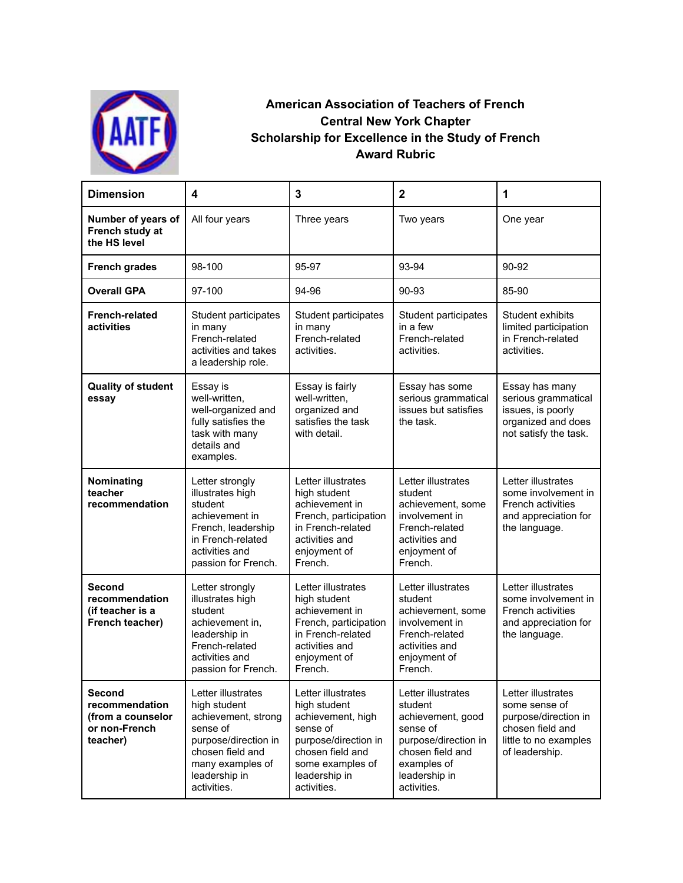**American Association of Teachers of French**
**Central New York Chapter**
**Scholarship for Excellence in the Study of French**
**Award Rubric**

| Dimension | 4 | 3 | 2 | 1 |
|---|---|---|---|---|
| **Number of years of French study at the HS level** | All four years | Three years | Two years | One year |
| **French grades** | 98-100 | 95-97 | 93-94 | 90-92 |
| **Overall GPA** | 97-100 | 94-96 | 90-93 | 85-90 |
| **French-related activities** | Student participates in many French-related activities and takes a leadership role. | Student participates in many French-related activities. | Student participates in a few French-related activities. | Student exhibits limited participation in French-related activities. |
| **Quality of student essay** | Essay is well-written, well-organized and fully satisfies the task with many details and examples. | Essay is fairly well-written, organized and satisfies the task with detail. | Essay has some serious grammatical issues but satisfies the task. | Essay has many serious grammatical issues, is poorly organized and does not satisfy the task. |
| **Nominating teacher recommendation** | Letter strongly illustrates high student achievement in French, leadership in French-related activities and passion for French. | Letter illustrates high student achievement in French, participation in French-related activities and enjoyment of French. | Letter illustrates student achievement, some involvement in French-related activities and enjoyment of French. | Letter illustrates some involvement in French activities and appreciation for the language. |
| **Second recommendation (if teacher is a French teacher)** | Letter strongly illustrates high student achievement in, leadership in French-related activities and passion for French. | Letter illustrates high student achievement in French, participation in French-related activities and enjoyment of French. | Letter illustrates student achievement, some involvement in French-related activities and enjoyment of French. | Letter illustrates some involvement in French activities and appreciation for the language. |
| **Second recommendation (from a counselor or non-French teacher)** | Letter illustrates high student achievement, strong sense of purpose/direction in chosen field and many examples of leadership in activities. | Letter illustrates high student achievement, high sense of purpose/direction in chosen field and some examples of leadership in activities. | Letter illustrates student achievement, good sense of purpose/direction in chosen field and examples of leadership in activities. | Letter illustrates some sense of purpose/direction in chosen field and little to no examples of leadership. |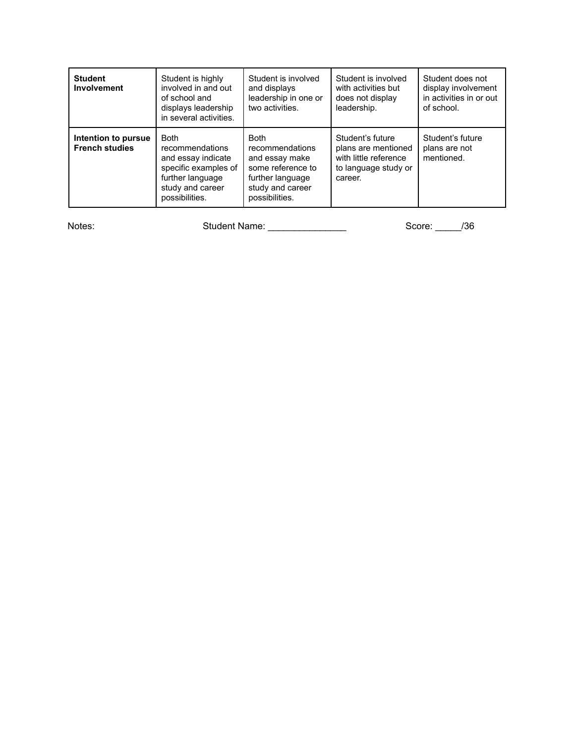| | | | | |
|---|---|---|---|---|
| **Student Involvement** | Student is highly involved in and out of school and displays leadership in several activities. | Student is involved and displays leadership in one or two activities. | Student is involved with activities but does not display leadership. | Student does not display involvement in activities in or out of school. |
| **Intention to pursue French studies** | Both recommendations and essay indicate specific examples of further language study and career possibilities. | Both recommendations and essay make some reference to further language study and career possibilities. | Student's future plans are mentioned with little reference to language study or career. | Student's future plans are not mentioned. |

Notes: Student Name: _______________ Score: _____/36